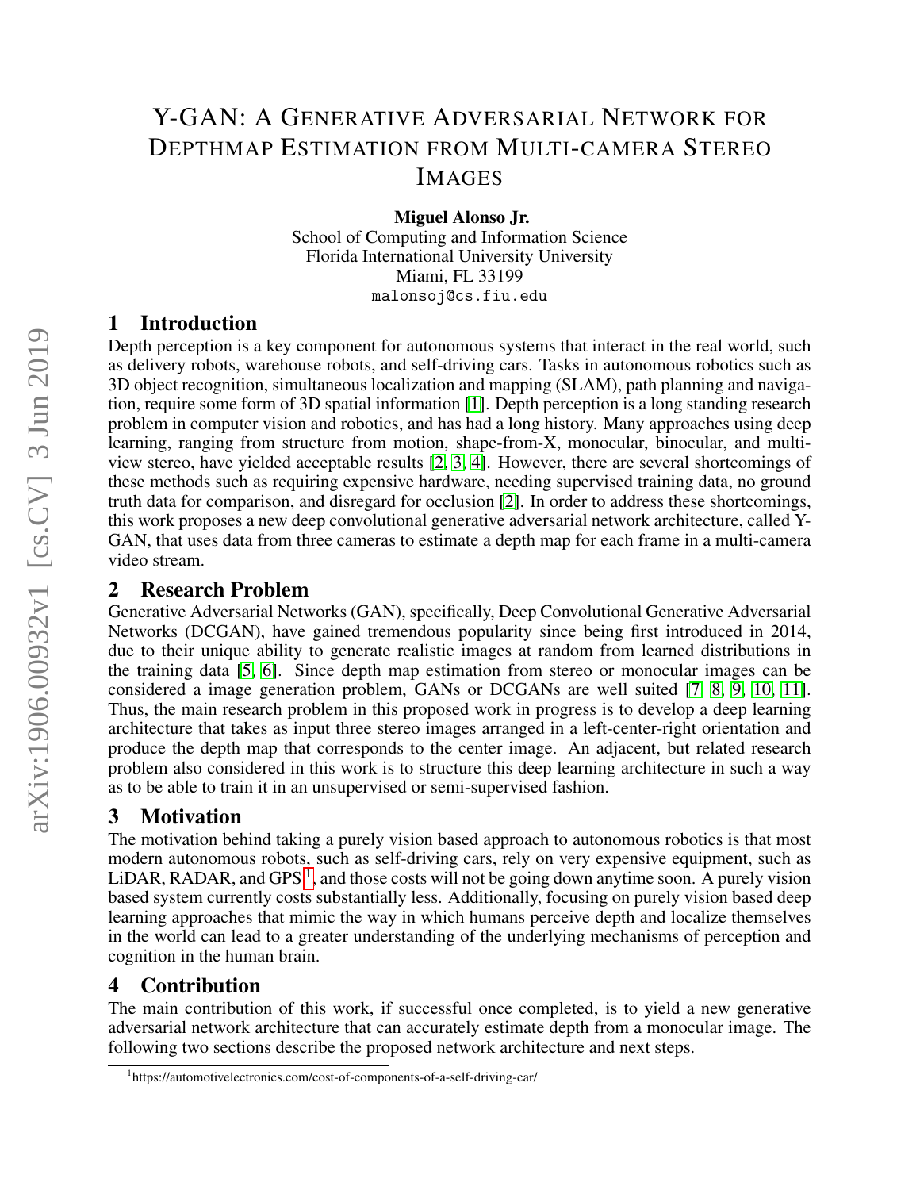# Y-GAN: A Generative Adversarial Network for Depthmap Estimation from Multi-camera Stereo Images

**Miguel Alonso Jr.**
School of Computing and Information Science
Florida International University University
Miami, FL 33199
malonsoj@cs.fiu.edu

## 1 Introduction

Depth perception is a key component for autonomous systems that interact in the real world, such as delivery robots, warehouse robots, and self-driving cars. Tasks in autonomous robotics such as 3D object recognition, simultaneous localization and mapping (SLAM), path planning and navigation, require some form of 3D spatial information [1]. Depth perception is a long standing research problem in computer vision and robotics, and has had a long history. Many approaches using deep learning, ranging from structure from motion, shape-from-X, monocular, binocular, and multi-view stereo, have yielded acceptable results [2, 3, 4]. However, there are several shortcomings of these methods such as requiring expensive hardware, needing supervised training data, no ground truth data for comparison, and disregard for occlusion [2]. In order to address these shortcomings, this work proposes a new deep convolutional generative adversarial network architecture, called Y-GAN, that uses data from three cameras to estimate a depth map for each frame in a multi-camera video stream.

## 2 Research Problem

Generative Adversarial Networks (GAN), specifically, Deep Convolutional Generative Adversarial Networks (DCGAN), have gained tremendous popularity since being first introduced in 2014, due to their unique ability to generate realistic images at random from learned distributions in the training data [5, 6]. Since depth map estimation from stereo or monocular images can be considered a image generation problem, GANs or DCGANs are well suited [7, 8, 9, 10, 11]. Thus, the main research problem in this proposed work in progress is to develop a deep learning architecture that takes as input three stereo images arranged in a left-center-right orientation and produce the depth map that corresponds to the center image. An adjacent, but related research problem also considered in this work is to structure this deep learning architecture in such a way as to be able to train it in an unsupervised or semi-supervised fashion.

## 3 Motivation

The motivation behind taking a purely vision based approach to autonomous robotics is that most modern autonomous robots, such as self-driving cars, rely on very expensive equipment, such as LiDAR, RADAR, and GPS [1], and those costs will not be going down anytime soon. A purely vision based system currently costs substantially less. Additionally, focusing on purely vision based deep learning approaches that mimic the way in which humans perceive depth and localize themselves in the world can lead to a greater understanding of the underlying mechanisms of perception and cognition in the human brain.

## 4 Contribution

The main contribution of this work, if successful once completed, is to yield a new generative adversarial network architecture that can accurately estimate depth from a monocular image. The following two sections describe the proposed network architecture and next steps.

[1] https://automotivelectronics.com/cost-of-components-of-a-self-driving-car/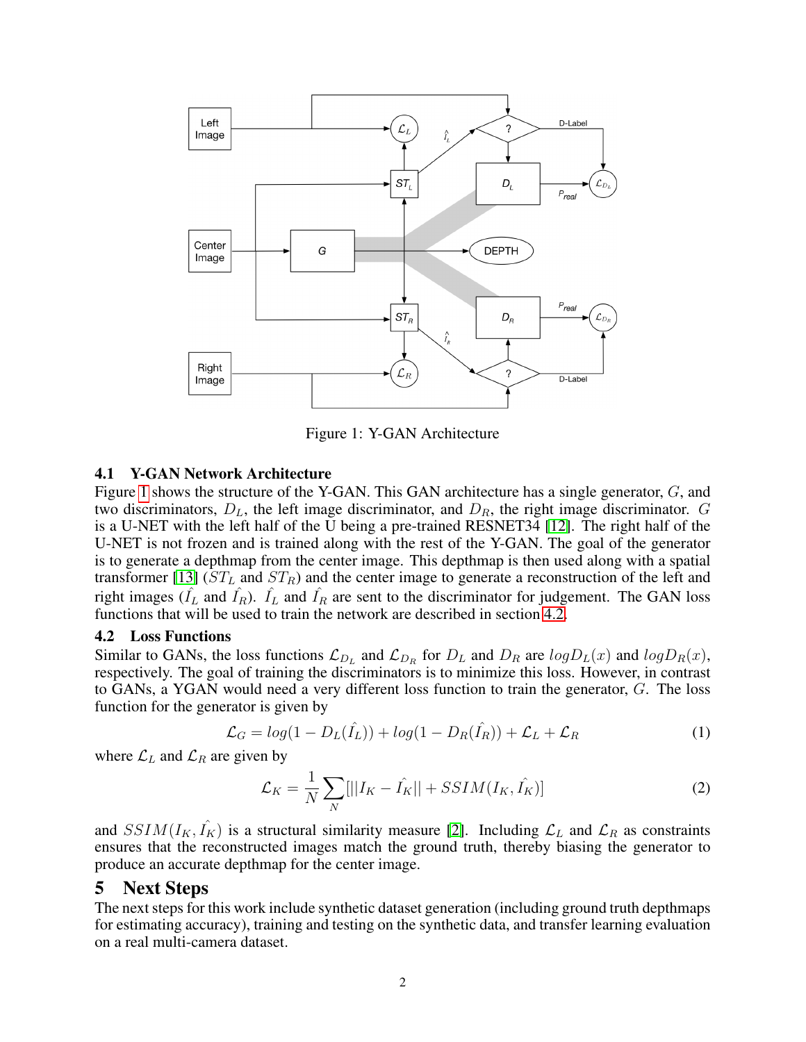Figure 1: Y-GAN Architecture

### 4.1 Y-GAN Network Architecture

Figure 1 shows the structure of the Y-GAN. This GAN architecture has a single generator, $G$, and two discriminators, $D_L$, the left image discriminator, and $D_R$, the right image discriminator. $G$ is a U-NET with the left half of the U being a pre-trained RESNET34 [12]. The right half of the U-NET is not frozen and is trained along with the rest of the Y-GAN. The goal of the generator is to generate a depthmap from the center image. This depthmap is then used along with a spatial transformer [13] ($ST_L$ and $ST_R$) and the center image to generate a reconstruction of the left and right images ($\hat{I_L}$ and $\hat{I_R}$). $\hat{I_L}$ and $\hat{I_R}$ are sent to the discriminator for judgement. The GAN loss functions that will be used to train the network are described in section 4.2.

### 4.2 Loss Functions

Similar to GANs, the loss functions $\mathcal{L}_{D_L}$ and $\mathcal{L}_{D_R}$ for $D_L$ and $D_R$ are $logD_L(x)$ and $logD_R(x)$, respectively. The goal of training the discriminators is to minimize this loss. However, in contrast to GANs, a YGAN would need a very different loss function to train the generator, $G$. The loss function for the generator is given by

$$\mathcal{L}_G = log(1 - D_L(\hat{I_L})) + log(1 - D_R(\hat{I_R})) + \mathcal{L}_L + \mathcal{L}_R \tag{1}$$

where $\mathcal{L}_L$ and $\mathcal{L}_R$ are given by

$$\mathcal{L}_K = \frac{1}{N}\sum_{N}[||I_K - \hat{I_K}|| + SSIM(I_K, \hat{I_K})] \tag{2}$$

and $SSIM(I_K, \hat{I_K})$ is a structural similarity measure [2]. Including $\mathcal{L}_L$ and $\mathcal{L}_R$ as constraints ensures that the reconstructed images match the ground truth, thereby biasing the generator to produce an accurate depthmap for the center image.

## 5 Next Steps

The next steps for this work include synthetic dataset generation (including ground truth depthmaps for estimating accuracy), training and testing on the synthetic data, and transfer learning evaluation on a real multi-camera dataset.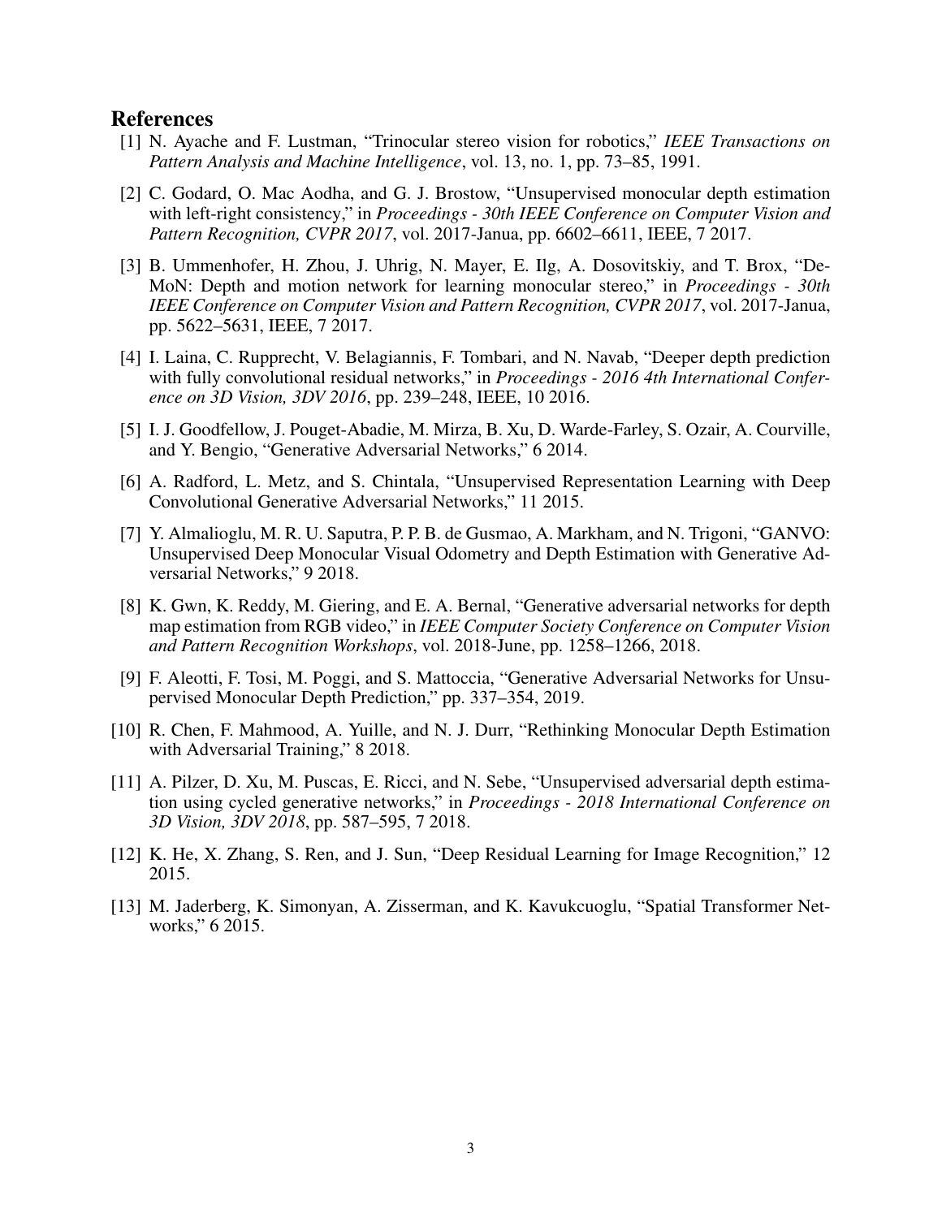## References

[1] N. Ayache and F. Lustman, "Trinocular stereo vision for robotics," *IEEE Transactions on Pattern Analysis and Machine Intelligence*, vol. 13, no. 1, pp. 73–85, 1991.

[2] C. Godard, O. Mac Aodha, and G. J. Brostow, "Unsupervised monocular depth estimation with left-right consistency," in *Proceedings - 30th IEEE Conference on Computer Vision and Pattern Recognition, CVPR 2017*, vol. 2017-Janua, pp. 6602–6611, IEEE, 7 2017.

[3] B. Ummenhofer, H. Zhou, J. Uhrig, N. Mayer, E. Ilg, A. Dosovitskiy, and T. Brox, "DeMoN: Depth and motion network for learning monocular stereo," in *Proceedings - 30th IEEE Conference on Computer Vision and Pattern Recognition, CVPR 2017*, vol. 2017-Janua, pp. 5622–5631, IEEE, 7 2017.

[4] I. Laina, C. Rupprecht, V. Belagiannis, F. Tombari, and N. Navab, "Deeper depth prediction with fully convolutional residual networks," in *Proceedings - 2016 4th International Conference on 3D Vision, 3DV 2016*, pp. 239–248, IEEE, 10 2016.

[5] I. J. Goodfellow, J. Pouget-Abadie, M. Mirza, B. Xu, D. Warde-Farley, S. Ozair, A. Courville, and Y. Bengio, "Generative Adversarial Networks," 6 2014.

[6] A. Radford, L. Metz, and S. Chintala, "Unsupervised Representation Learning with Deep Convolutional Generative Adversarial Networks," 11 2015.

[7] Y. Almalioglu, M. R. U. Saputra, P. P. B. de Gusmao, A. Markham, and N. Trigoni, "GANVO: Unsupervised Deep Monocular Visual Odometry and Depth Estimation with Generative Adversarial Networks," 9 2018.

[8] K. Gwn, K. Reddy, M. Giering, and E. A. Bernal, "Generative adversarial networks for depth map estimation from RGB video," in *IEEE Computer Society Conference on Computer Vision and Pattern Recognition Workshops*, vol. 2018-June, pp. 1258–1266, 2018.

[9] F. Aleotti, F. Tosi, M. Poggi, and S. Mattoccia, "Generative Adversarial Networks for Unsupervised Monocular Depth Prediction," pp. 337–354, 2019.

[10] R. Chen, F. Mahmood, A. Yuille, and N. J. Durr, "Rethinking Monocular Depth Estimation with Adversarial Training," 8 2018.

[11] A. Pilzer, D. Xu, M. Puscas, E. Ricci, and N. Sebe, "Unsupervised adversarial depth estimation using cycled generative networks," in *Proceedings - 2018 International Conference on 3D Vision, 3DV 2018*, pp. 587–595, 7 2018.

[12] K. He, X. Zhang, S. Ren, and J. Sun, "Deep Residual Learning for Image Recognition," 12 2015.

[13] M. Jaderberg, K. Simonyan, A. Zisserman, and K. Kavukcuoglu, "Spatial Transformer Networks," 6 2015.